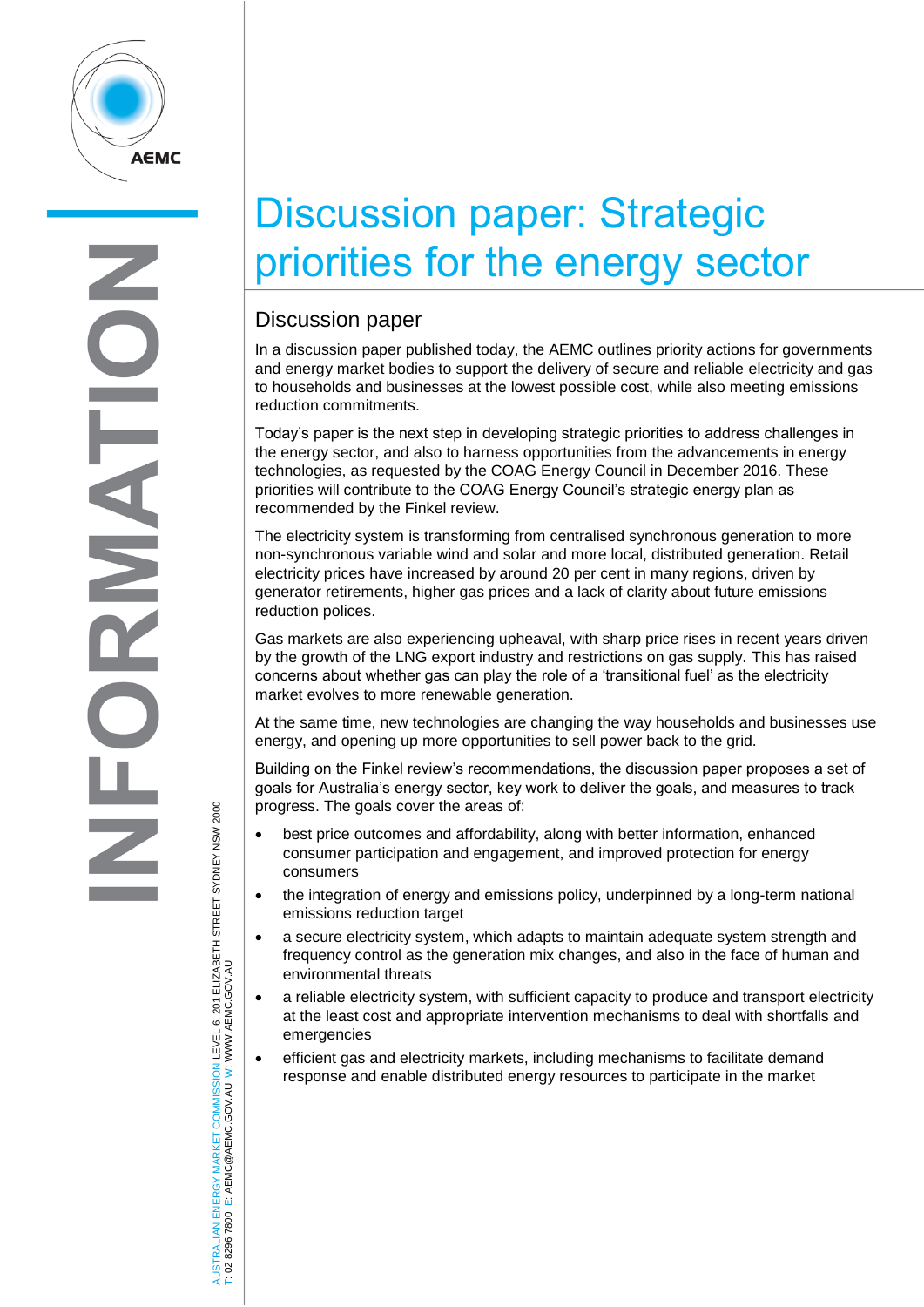# Discussion paper: Strategic priorities for the energy sector

## Discussion paper

In a discussion paper published today, the AEMC outlines priority actions for governments and energy market bodies to support the delivery of secure and reliable electricity and gas to households and businesses at the lowest possible cost, while also meeting emissions reduction commitments.

Today's paper is the next step in developing strategic priorities to address challenges in the energy sector, and also to harness opportunities from the advancements in energy technologies, as requested by the COAG Energy Council in December 2016. These priorities will contribute to the COAG Energy Council's strategic energy plan as recommended by the Finkel review.

The electricity system is transforming from centralised synchronous generation to more non-synchronous variable wind and solar and more local, distributed generation. Retail electricity prices have increased by around 20 per cent in many regions, driven by generator retirements, higher gas prices and a lack of clarity about future emissions reduction polices.

Gas markets are also experiencing upheaval, with sharp price rises in recent years driven by the growth of the LNG export industry and restrictions on gas supply. This has raised concerns about whether gas can play the role of a 'transitional fuel' as the electricity market evolves to more renewable generation.

At the same time, new technologies are changing the way households and businesses use energy, and opening up more opportunities to sell power back to the grid.

Building on the Finkel review's recommendations, the discussion paper proposes a set of goals for Australia's energy sector, key work to deliver the goals, and measures to track progress. The goals cover the areas of:

- best price outcomes and affordability, along with better information, enhanced consumer participation and engagement, and improved protection for energy consumers
- the integration of energy and emissions policy, underpinned by a long-term national emissions reduction target
- a secure electricity system, which adapts to maintain adequate system strength and frequency control as the generation mix changes, and also in the face of human and environmental threats
- a reliable electricity system, with sufficient capacity to produce and transport electricity at the least cost and appropriate intervention mechanisms to deal with shortfalls and emergencies
- efficient gas and electricity markets, including mechanisms to facilitate demand response and enable distributed energy resources to participate in the market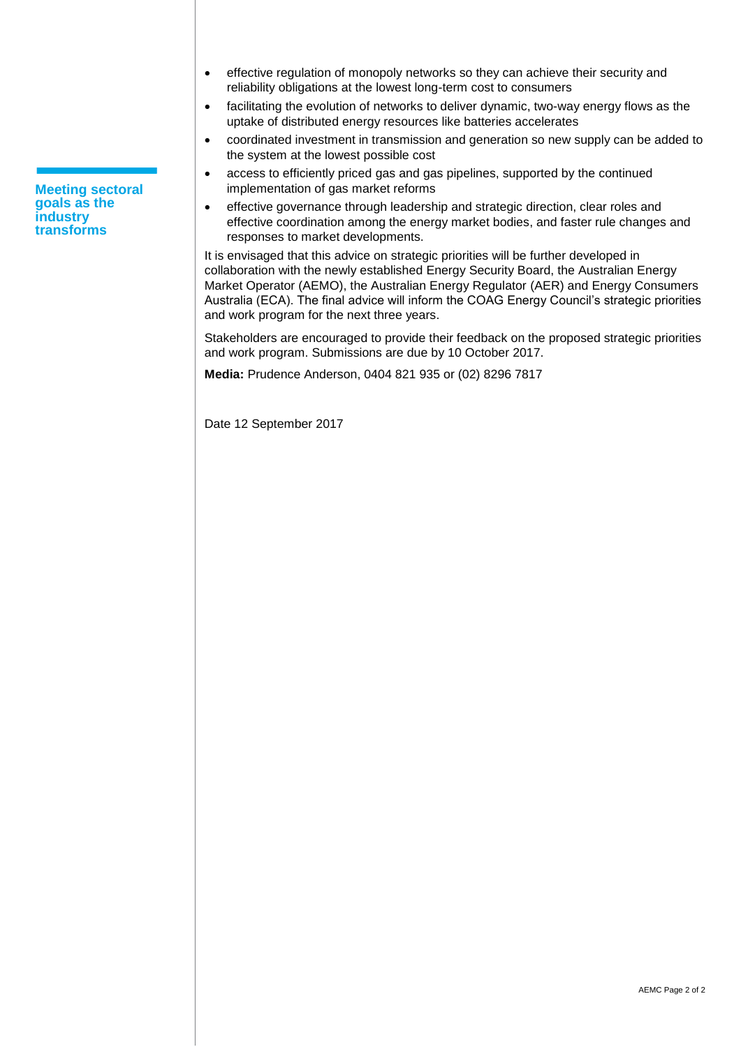## Meeting sectoral goals as the industry transforms

- effective regulation of monopoly networks so they can achieve their security and reliability obligations at the lowest long-term cost to consumers
- facilitating the evolution of networks to deliver dynamic, two-way energy flows as the uptake of distributed energy resources like batteries accelerates
- coordinated investment in transmission and generation so new supply can be added to the system at the lowest possible cost
- access to efficiently priced gas and gas pipelines, supported by the continued implementation of gas market reforms
- effective governance through leadership and strategic direction, clear roles and effective coordination among the energy market bodies, and faster rule changes and responses to market developments.

It is envisaged that this advice on strategic priorities will be further developed in collaboration with the newly established Energy Security Board, the Australian Energy Market Operator (AEMO), the Australian Energy Regulator (AER) and Energy Consumers Australia (ECA). The final advice will inform the COAG Energy Council's strategic priorities and work program for the next three years.

Stakeholders are encouraged to provide their feedback on the proposed strategic priorities and work program. Submissions are due by 10 October 2017.

**Media:** Prudence Anderson, 0404 821 935 or (02) 8296 7817

Date 12 September 2017